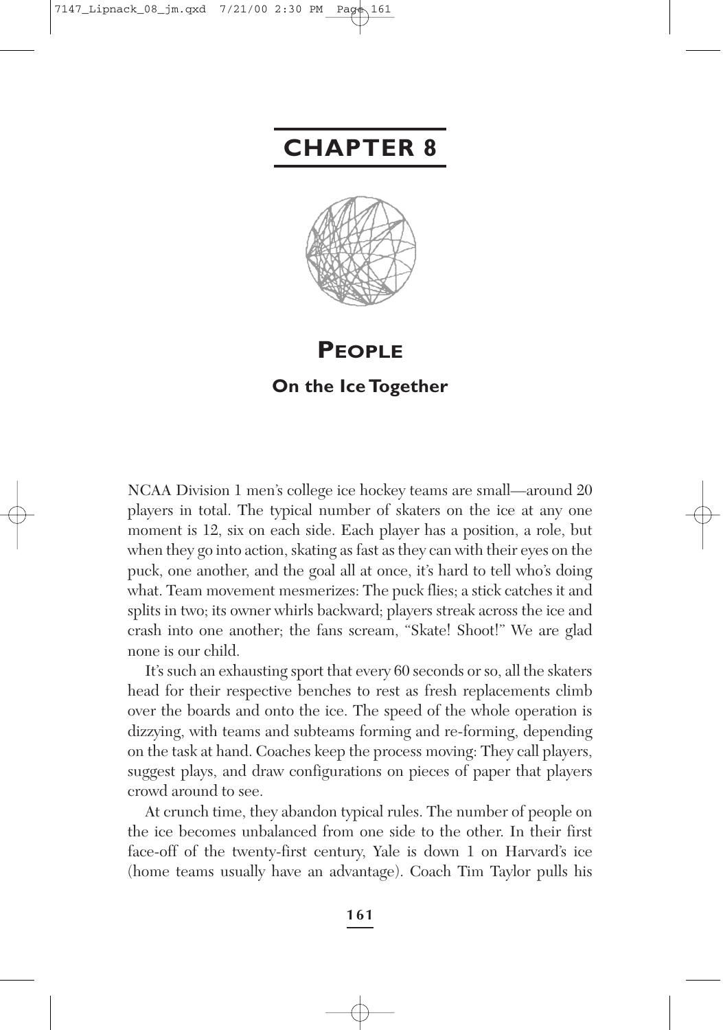# CHAPTER 8

## PEOPLE

### On the Ice Together

NCAA Division 1 men's college ice hockey teams are small—around 20 players in total. The typical number of skaters on the ice at any one moment is 12, six on each side. Each player has a position, a role, but when they go into action, skating as fast as they can with their eyes on the puck, one another, and the goal all at once, it's hard to tell who's doing what. Team movement mesmerizes: The puck flies; a stick catches it and splits in two; its owner whirls backward; players streak across the ice and crash into one another; the fans scream, "Skate! Shoot!" We are glad none is our child.

It's such an exhausting sport that every 60 seconds or so, all the skaters head for their respective benches to rest as fresh replacements climb over the boards and onto the ice. The speed of the whole operation is dizzying, with teams and subteams forming and re-forming, depending on the task at hand. Coaches keep the process moving: They call players, suggest plays, and draw configurations on pieces of paper that players crowd around to see.

At crunch time, they abandon typical rules. The number of people on the ice becomes unbalanced from one side to the other. In their first face-off of the twenty-first century, Yale is down 1 on Harvard's ice (home teams usually have an advantage). Coach Tim Taylor pulls his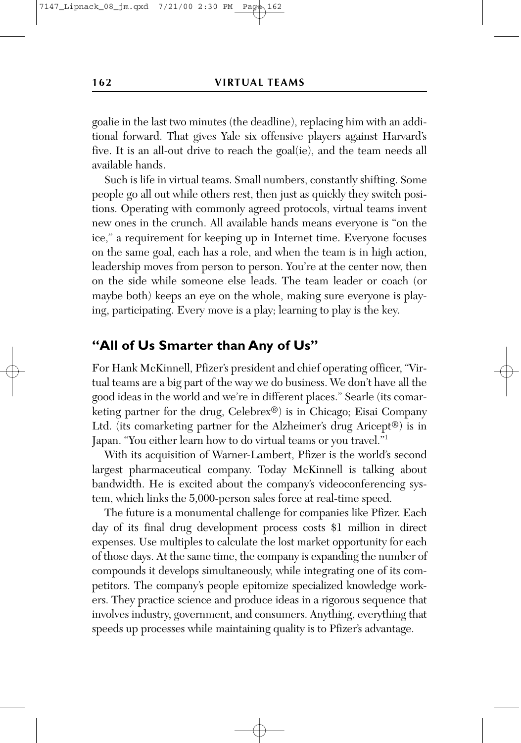goalie in the last two minutes (the deadline), replacing him with an additional forward. That gives Yale six offensive players against Harvard's five. It is an all-out drive to reach the goal(ie), and the team needs all available hands.

Such is life in virtual teams. Small numbers, constantly shifting. Some people go all out while others rest, then just as quickly they switch positions. Operating with commonly agreed protocols, virtual teams invent new ones in the crunch. All available hands means everyone is "on the ice," a requirement for keeping up in Internet time. Everyone focuses on the same goal, each has a role, and when the team is in high action, leadership moves from person to person. You're at the center now, then on the side while someone else leads. The team leader or coach (or maybe both) keeps an eye on the whole, making sure everyone is playing, participating. Every move is a play; learning to play is the key.

## "All of Us Smarter than Any of Us"

For Hank McKinnell, Pfizer's president and chief operating officer, "Virtual teams are a big part of the way we do business. We don't have all the good ideas in the world and we're in different places." Searle (its comarketing partner for the drug, Celebrex®) is in Chicago; Eisai Company Ltd. (its comarketing partner for the Alzheimer's drug Aricept®) is in Japan. "You either learn how to do virtual teams or you travel."[1]

With its acquisition of Warner-Lambert, Pfizer is the world's second largest pharmaceutical company. Today McKinnell is talking about bandwidth. He is excited about the company's videoconferencing system, which links the 5,000-person sales force at real-time speed.

The future is a monumental challenge for companies like Pfizer. Each day of its final drug development process costs $1 million in direct expenses. Use multiples to calculate the lost market opportunity for each of those days. At the same time, the company is expanding the number of compounds it develops simultaneously, while integrating one of its competitors. The company's people epitomize specialized knowledge workers. They practice science and produce ideas in a rigorous sequence that involves industry, government, and consumers. Anything, everything that speeds up processes while maintaining quality is to Pfizer's advantage.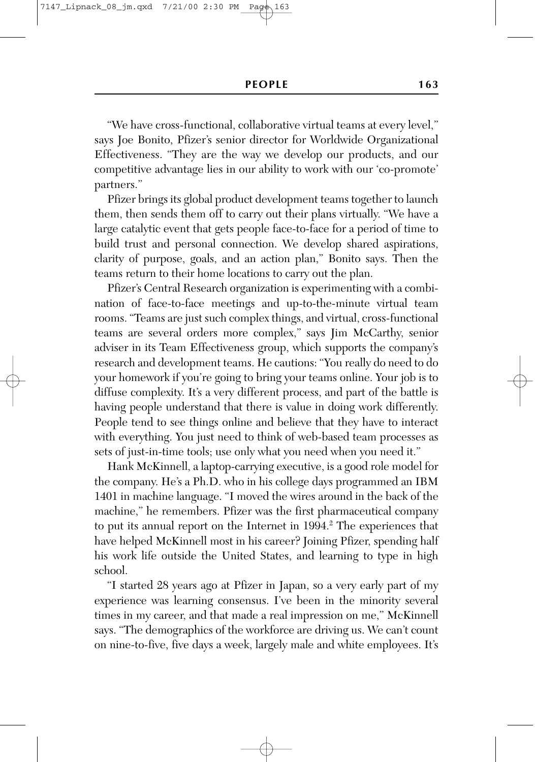"We have cross-functional, collaborative virtual teams at every level," says Joe Bonito, Pfizer's senior director for Worldwide Organizational Effectiveness. "They are the way we develop our products, and our competitive advantage lies in our ability to work with our 'co-promote' partners."

Pfizer brings its global product development teams together to launch them, then sends them off to carry out their plans virtually. "We have a large catalytic event that gets people face-to-face for a period of time to build trust and personal connection. We develop shared aspirations, clarity of purpose, goals, and an action plan," Bonito says. Then the teams return to their home locations to carry out the plan.

Pfizer's Central Research organization is experimenting with a combination of face-to-face meetings and up-to-the-minute virtual team rooms. "Teams are just such complex things, and virtual, cross-functional teams are several orders more complex," says Jim McCarthy, senior adviser in its Team Effectiveness group, which supports the company's research and development teams. He cautions: "You really do need to do your homework if you're going to bring your teams online. Your job is to diffuse complexity. It's a very different process, and part of the battle is having people understand that there is value in doing work differently. People tend to see things online and believe that they have to interact with everything. You just need to think of web-based team processes as sets of just-in-time tools; use only what you need when you need it."

Hank McKinnell, a laptop-carrying executive, is a good role model for the company. He's a Ph.D. who in his college days programmed an IBM 1401 in machine language. "I moved the wires around in the back of the machine," he remembers. Pfizer was the first pharmaceutical company to put its annual report on the Internet in 1994.[2] The experiences that have helped McKinnell most in his career? Joining Pfizer, spending half his work life outside the United States, and learning to type in high school.

"I started 28 years ago at Pfizer in Japan, so a very early part of my experience was learning consensus. I've been in the minority several times in my career, and that made a real impression on me," McKinnell says. "The demographics of the workforce are driving us. We can't count on nine-to-five, five days a week, largely male and white employees. It's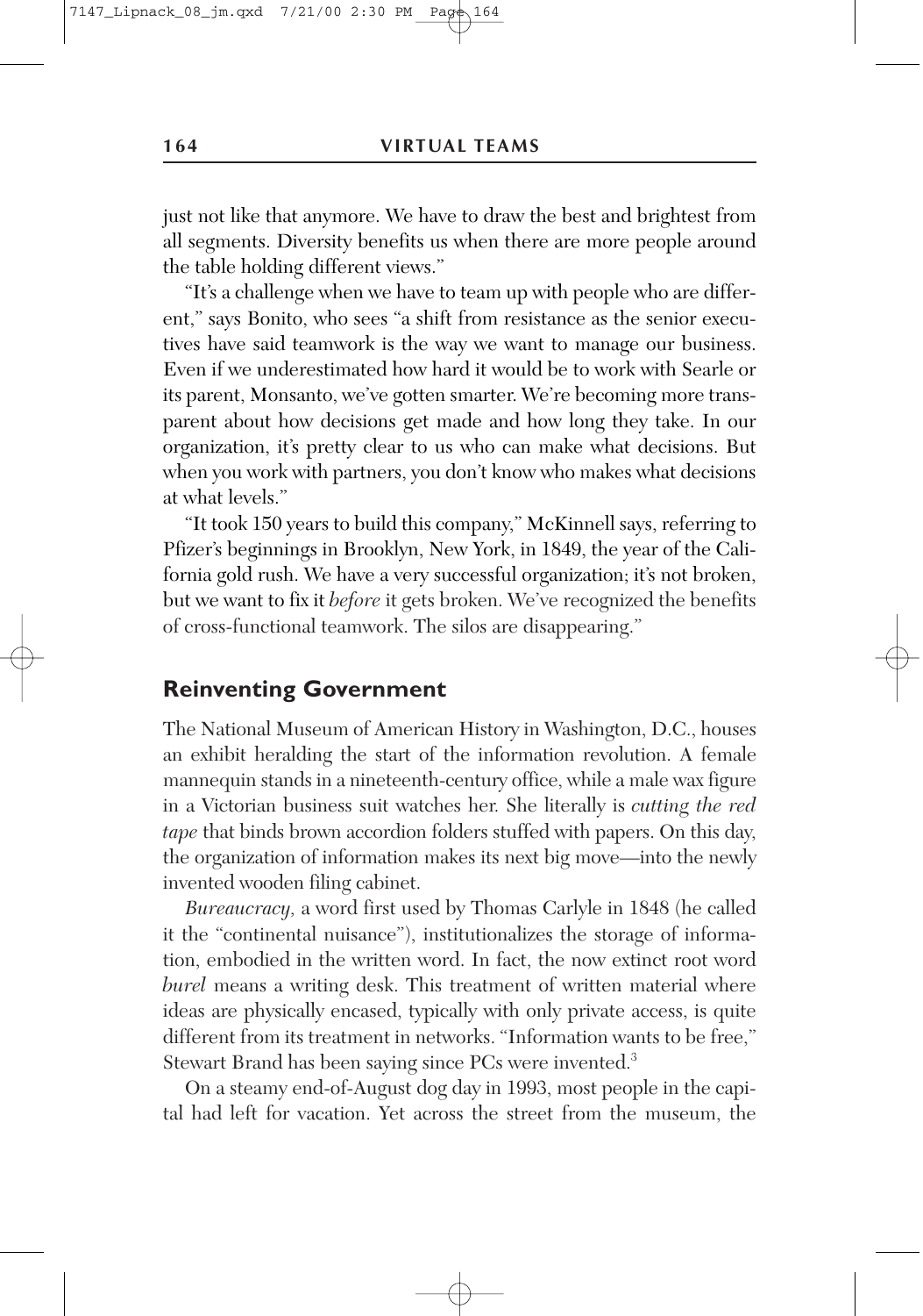just not like that anymore. We have to draw the best and brightest from all segments. Diversity benefits us when there are more people around the table holding different views."

"It's a challenge when we have to team up with people who are different," says Bonito, who sees "a shift from resistance as the senior executives have said teamwork is the way we want to manage our business. Even if we underestimated how hard it would be to work with Searle or its parent, Monsanto, we've gotten smarter. We're becoming more transparent about how decisions get made and how long they take. In our organization, it's pretty clear to us who can make what decisions. But when you work with partners, you don't know who makes what decisions at what levels."

"It took 150 years to build this company," McKinnell says, referring to Pfizer's beginnings in Brooklyn, New York, in 1849, the year of the California gold rush. We have a very successful organization; it's not broken, but we want to fix it *before* it gets broken. We've recognized the benefits of cross-functional teamwork. The silos are disappearing."

## Reinventing Government

The National Museum of American History in Washington, D.C., houses an exhibit heralding the start of the information revolution. A female mannequin stands in a nineteenth-century office, while a male wax figure in a Victorian business suit watches her. She literally is *cutting the red tape* that binds brown accordion folders stuffed with papers. On this day, the organization of information makes its next big move—into the newly invented wooden filing cabinet.

*Bureaucracy,* a word first used by Thomas Carlyle in 1848 (he called it the "continental nuisance"), institutionalizes the storage of information, embodied in the written word. In fact, the now extinct root word *burel* means a writing desk. This treatment of written material where ideas are physically encased, typically with only private access, is quite different from its treatment in networks. "Information wants to be free," Stewart Brand has been saying since PCs were invented.[3]

On a steamy end-of-August dog day in 1993, most people in the capital had left for vacation. Yet across the street from the museum, the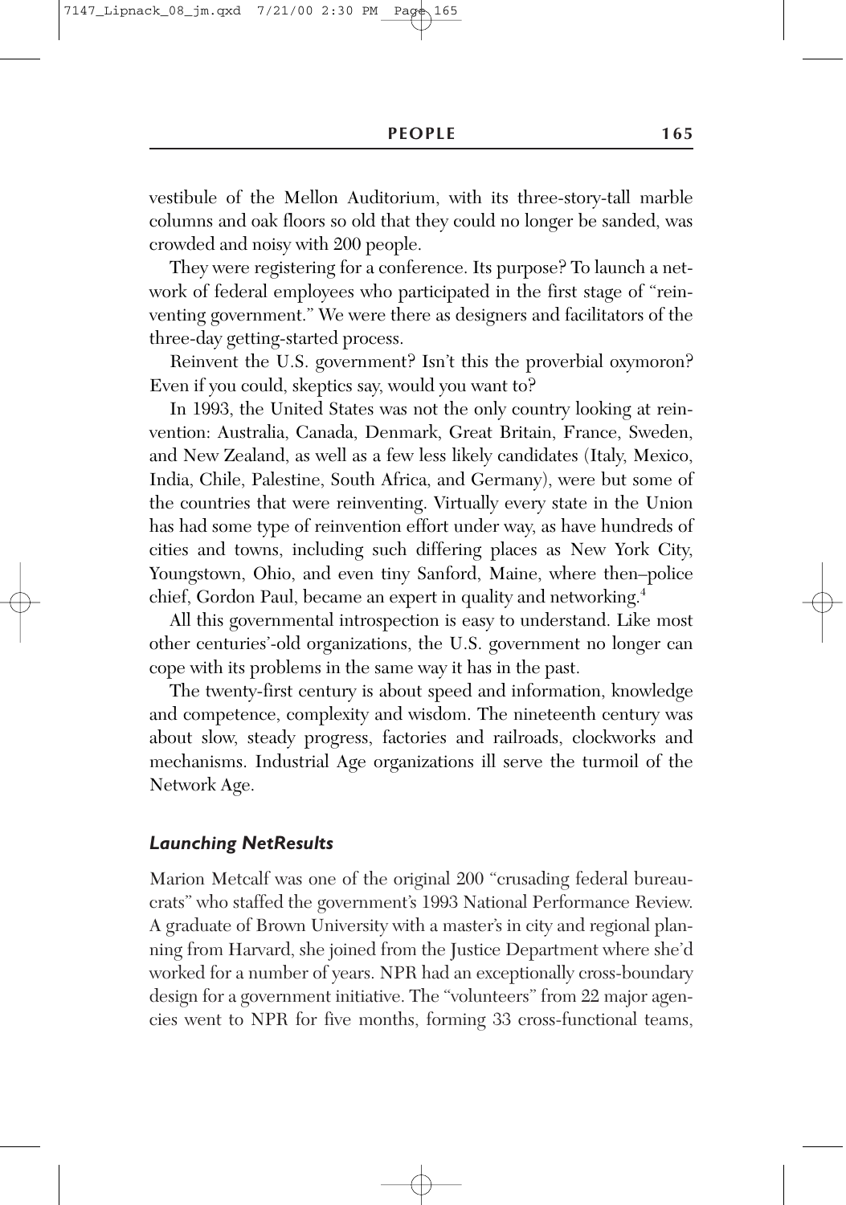vestibule of the Mellon Auditorium, with its three-story-tall marble columns and oak floors so old that they could no longer be sanded, was crowded and noisy with 200 people.

They were registering for a conference. Its purpose? To launch a network of federal employees who participated in the first stage of "reinventing government." We were there as designers and facilitators of the three-day getting-started process.

Reinvent the U.S. government? Isn't this the proverbial oxymoron? Even if you could, skeptics say, would you want to?

In 1993, the United States was not the only country looking at reinvention: Australia, Canada, Denmark, Great Britain, France, Sweden, and New Zealand, as well as a few less likely candidates (Italy, Mexico, India, Chile, Palestine, South Africa, and Germany), were but some of the countries that were reinventing. Virtually every state in the Union has had some type of reinvention effort under way, as have hundreds of cities and towns, including such differing places as New York City, Youngstown, Ohio, and even tiny Sanford, Maine, where then–police chief, Gordon Paul, became an expert in quality and networking.[4]

All this governmental introspection is easy to understand. Like most other centuries'-old organizations, the U.S. government no longer can cope with its problems in the same way it has in the past.

The twenty-first century is about speed and information, knowledge and competence, complexity and wisdom. The nineteenth century was about slow, steady progress, factories and railroads, clockworks and mechanisms. Industrial Age organizations ill serve the turmoil of the Network Age.

### *Launching NetResults*

Marion Metcalf was one of the original 200 "crusading federal bureaucrats" who staffed the government's 1993 National Performance Review. A graduate of Brown University with a master's in city and regional planning from Harvard, she joined from the Justice Department where she'd worked for a number of years. NPR had an exceptionally cross-boundary design for a government initiative. The "volunteers" from 22 major agencies went to NPR for five months, forming 33 cross-functional teams,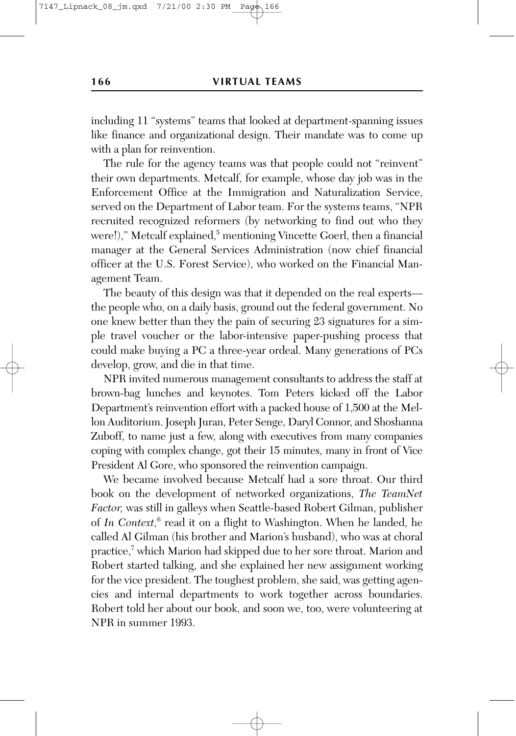including 11 "systems" teams that looked at department-spanning issues like finance and organizational design. Their mandate was to come up with a plan for reinvention.

The rule for the agency teams was that people could not "reinvent" their own departments. Metcalf, for example, whose day job was in the Enforcement Office at the Immigration and Naturalization Service, served on the Department of Labor team. For the systems teams, "NPR recruited recognized reformers (by networking to find out who they were!)," Metcalf explained,[5] mentioning Vincette Goerl, then a financial manager at the General Services Administration (now chief financial officer at the U.S. Forest Service), who worked on the Financial Management Team.

The beauty of this design was that it depended on the real experts—the people who, on a daily basis, ground out the federal government. No one knew better than they the pain of securing 23 signatures for a simple travel voucher or the labor-intensive paper-pushing process that could make buying a PC a three-year ordeal. Many generations of PCs develop, grow, and die in that time.

NPR invited numerous management consultants to address the staff at brown-bag lunches and keynotes. Tom Peters kicked off the Labor Department's reinvention effort with a packed house of 1,500 at the Mellon Auditorium. Joseph Juran, Peter Senge, Daryl Connor, and Shoshanna Zuboff, to name just a few, along with executives from many companies coping with complex change, got their 15 minutes, many in front of Vice President Al Gore, who sponsored the reinvention campaign.

We became involved because Metcalf had a sore throat. Our third book on the development of networked organizations, *The TeamNet Factor,* was still in galleys when Seattle-based Robert Gilman, publisher of *In Context,*[6] read it on a flight to Washington. When he landed, he called Al Gilman (his brother and Marion's husband), who was at choral practice,[7] which Marion had skipped due to her sore throat. Marion and Robert started talking, and she explained her new assignment working for the vice president. The toughest problem, she said, was getting agencies and internal departments to work together across boundaries. Robert told her about our book, and soon we, too, were volunteering at NPR in summer 1993.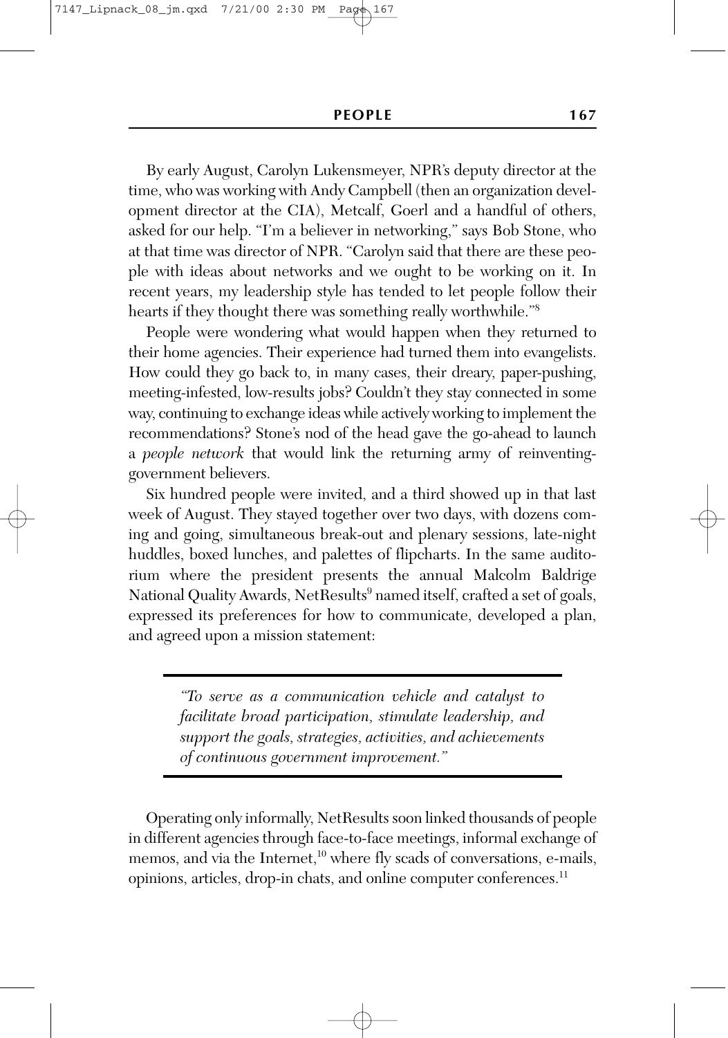By early August, Carolyn Lukensmeyer, NPR's deputy director at the time, who was working with Andy Campbell (then an organization development director at the CIA), Metcalf, Goerl and a handful of others, asked for our help. "I'm a believer in networking," says Bob Stone, who at that time was director of NPR. "Carolyn said that there are these people with ideas about networks and we ought to be working on it. In recent years, my leadership style has tended to let people follow their hearts if they thought there was something really worthwhile."[8]

People were wondering what would happen when they returned to their home agencies. Their experience had turned them into evangelists. How could they go back to, in many cases, their dreary, paper-pushing, meeting-infested, low-results jobs? Couldn't they stay connected in some way, continuing to exchange ideas while actively working to implement the recommendations? Stone's nod of the head gave the go-ahead to launch a *people network* that would link the returning army of reinventing-government believers.

Six hundred people were invited, and a third showed up in that last week of August. They stayed together over two days, with dozens coming and going, simultaneous break-out and plenary sessions, late-night huddles, boxed lunches, and palettes of flipcharts. In the same auditorium where the president presents the annual Malcolm Baldrige National Quality Awards, NetResults[9] named itself, crafted a set of goals, expressed its preferences for how to communicate, developed a plan, and agreed upon a mission statement:

> *"To serve as a communication vehicle and catalyst to facilitate broad participation, stimulate leadership, and support the goals, strategies, activities, and achievements of continuous government improvement."*

Operating only informally, NetResults soon linked thousands of people in different agencies through face-to-face meetings, informal exchange of memos, and via the Internet,[10] where fly scads of conversations, e-mails, opinions, articles, drop-in chats, and online computer conferences.[11]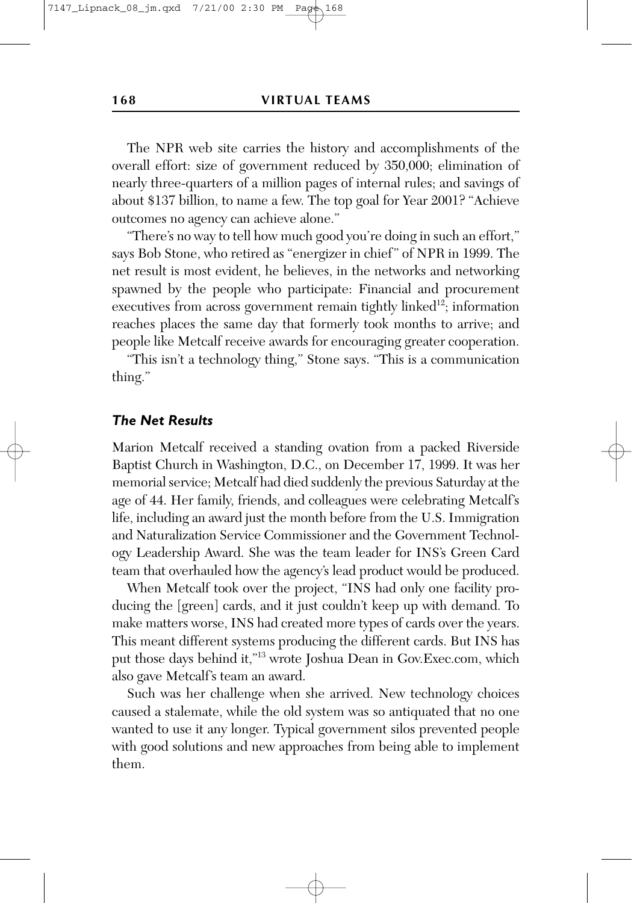The NPR web site carries the history and accomplishments of the overall effort: size of government reduced by 350,000; elimination of nearly three-quarters of a million pages of internal rules; and savings of about $137 billion, to name a few. The top goal for Year 2001? "Achieve outcomes no agency can achieve alone."

"There's no way to tell how much good you're doing in such an effort," says Bob Stone, who retired as "energizer in chief" of NPR in 1999. The net result is most evident, he believes, in the networks and networking spawned by the people who participate: Financial and procurement executives from across government remain tightly linked[12]; information reaches places the same day that formerly took months to arrive; and people like Metcalf receive awards for encouraging greater cooperation.

"This isn't a technology thing," Stone says. "This is a communication thing."

### *The Net Results*

Marion Metcalf received a standing ovation from a packed Riverside Baptist Church in Washington, D.C., on December 17, 1999. It was her memorial service; Metcalf had died suddenly the previous Saturday at the age of 44. Her family, friends, and colleagues were celebrating Metcalf's life, including an award just the month before from the U.S. Immigration and Naturalization Service Commissioner and the Government Technology Leadership Award. She was the team leader for INS's Green Card team that overhauled how the agency's lead product would be produced.

When Metcalf took over the project, "INS had only one facility producing the [green] cards, and it just couldn't keep up with demand. To make matters worse, INS had created more types of cards over the years. This meant different systems producing the different cards. But INS has put those days behind it,"[13] wrote Joshua Dean in Gov.Exec.com, which also gave Metcalf's team an award.

Such was her challenge when she arrived. New technology choices caused a stalemate, while the old system was so antiquated that no one wanted to use it any longer. Typical government silos prevented people with good solutions and new approaches from being able to implement them.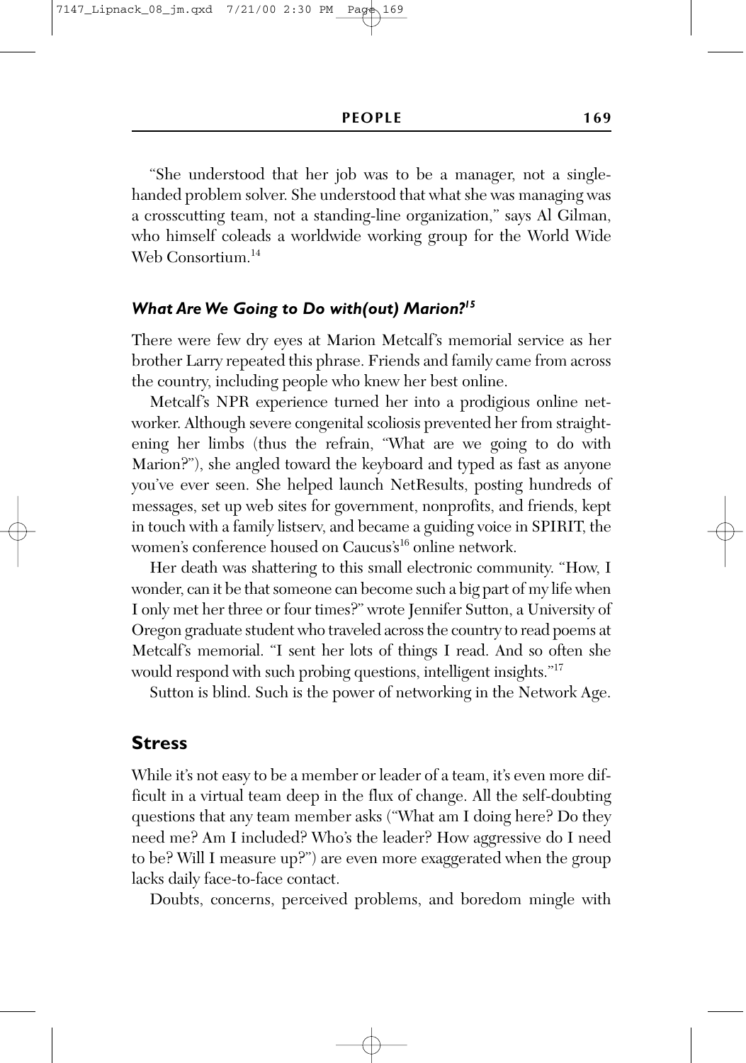"She understood that her job was to be a manager, not a single-handed problem solver. She understood that what she was managing was a crosscutting team, not a standing-line organization," says Al Gilman, who himself coleads a worldwide working group for the World Wide Web Consortium.[14]

### *What Are We Going to Do with(out) Marion?*[15]

There were few dry eyes at Marion Metcalf's memorial service as her brother Larry repeated this phrase. Friends and family came from across the country, including people who knew her best online.

Metcalf's NPR experience turned her into a prodigious online networker. Although severe congenital scoliosis prevented her from straightening her limbs (thus the refrain, "What are we going to do with Marion?"), she angled toward the keyboard and typed as fast as anyone you've ever seen. She helped launch NetResults, posting hundreds of messages, set up web sites for government, nonprofits, and friends, kept in touch with a family listserv, and became a guiding voice in SPIRIT, the women's conference housed on Caucus's[16] online network.

Her death was shattering to this small electronic community. "How, I wonder, can it be that someone can become such a big part of my life when I only met her three or four times?" wrote Jennifer Sutton, a University of Oregon graduate student who traveled across the country to read poems at Metcalf's memorial. "I sent her lots of things I read. And so often she would respond with such probing questions, intelligent insights."[17]

Sutton is blind. Such is the power of networking in the Network Age.

## Stress

While it's not easy to be a member or leader of a team, it's even more difficult in a virtual team deep in the flux of change. All the self-doubting questions that any team member asks ("What am I doing here? Do they need me? Am I included? Who's the leader? How aggressive do I need to be? Will I measure up?") are even more exaggerated when the group lacks daily face-to-face contact.

Doubts, concerns, perceived problems, and boredom mingle with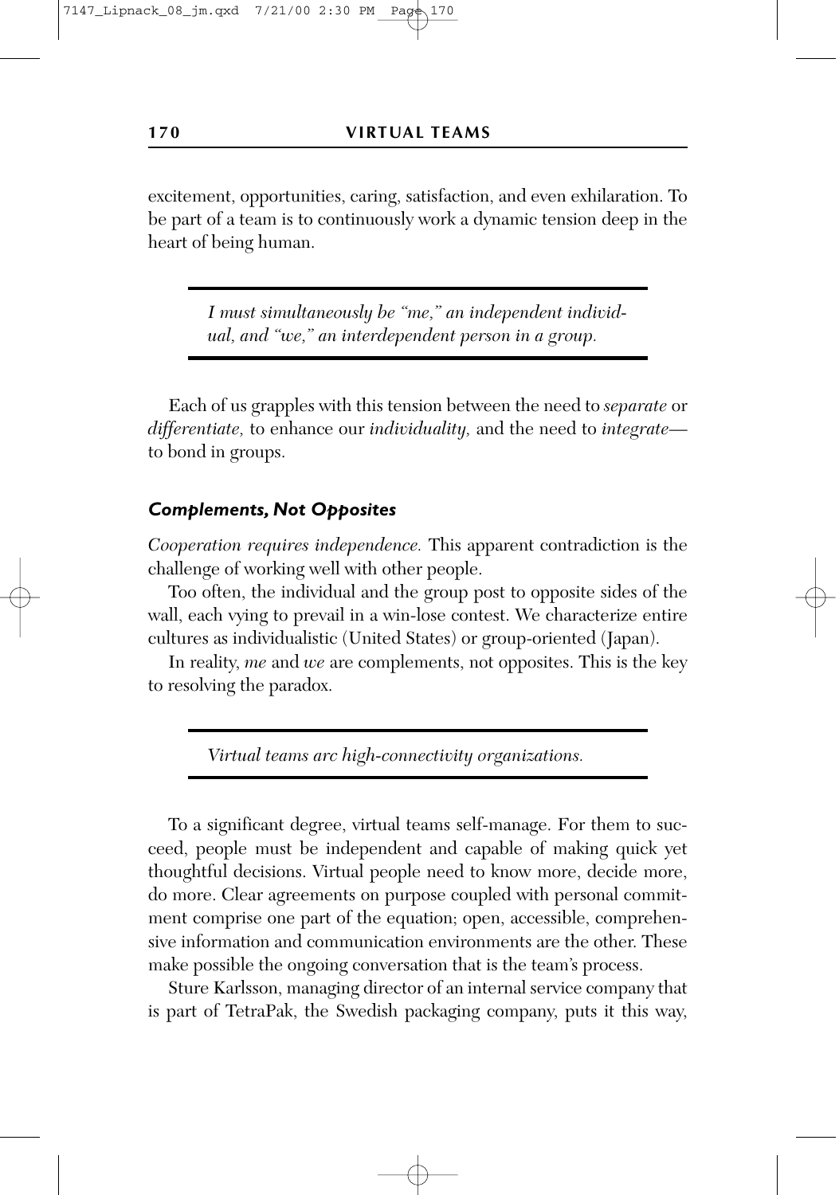excitement, opportunities, caring, satisfaction, and even exhilaration. To be part of a team is to continuously work a dynamic tension deep in the heart of being human.

> *I must simultaneously be "me," an independent individual, and "we," an interdependent person in a group.*

Each of us grapples with this tension between the need to *separate* or *differentiate,* to enhance our *individuality,* and the need to *integrate*—to bond in groups.

### *Complements, Not Opposites*

*Cooperation requires independence.* This apparent contradiction is the challenge of working well with other people.

Too often, the individual and the group post to opposite sides of the wall, each vying to prevail in a win-lose contest. We characterize entire cultures as individualistic (United States) or group-oriented (Japan).

In reality, *me* and *we* are complements, not opposites. This is the key to resolving the paradox.

> *Virtual teams arc high-connectivity organizations.*

To a significant degree, virtual teams self-manage. For them to succeed, people must be independent and capable of making quick yet thoughtful decisions. Virtual people need to know more, decide more, do more. Clear agreements on purpose coupled with personal commitment comprise one part of the equation; open, accessible, comprehensive information and communication environments are the other. These make possible the ongoing conversation that is the team's process.

Sture Karlsson, managing director of an internal service company that is part of TetraPak, the Swedish packaging company, puts it this way,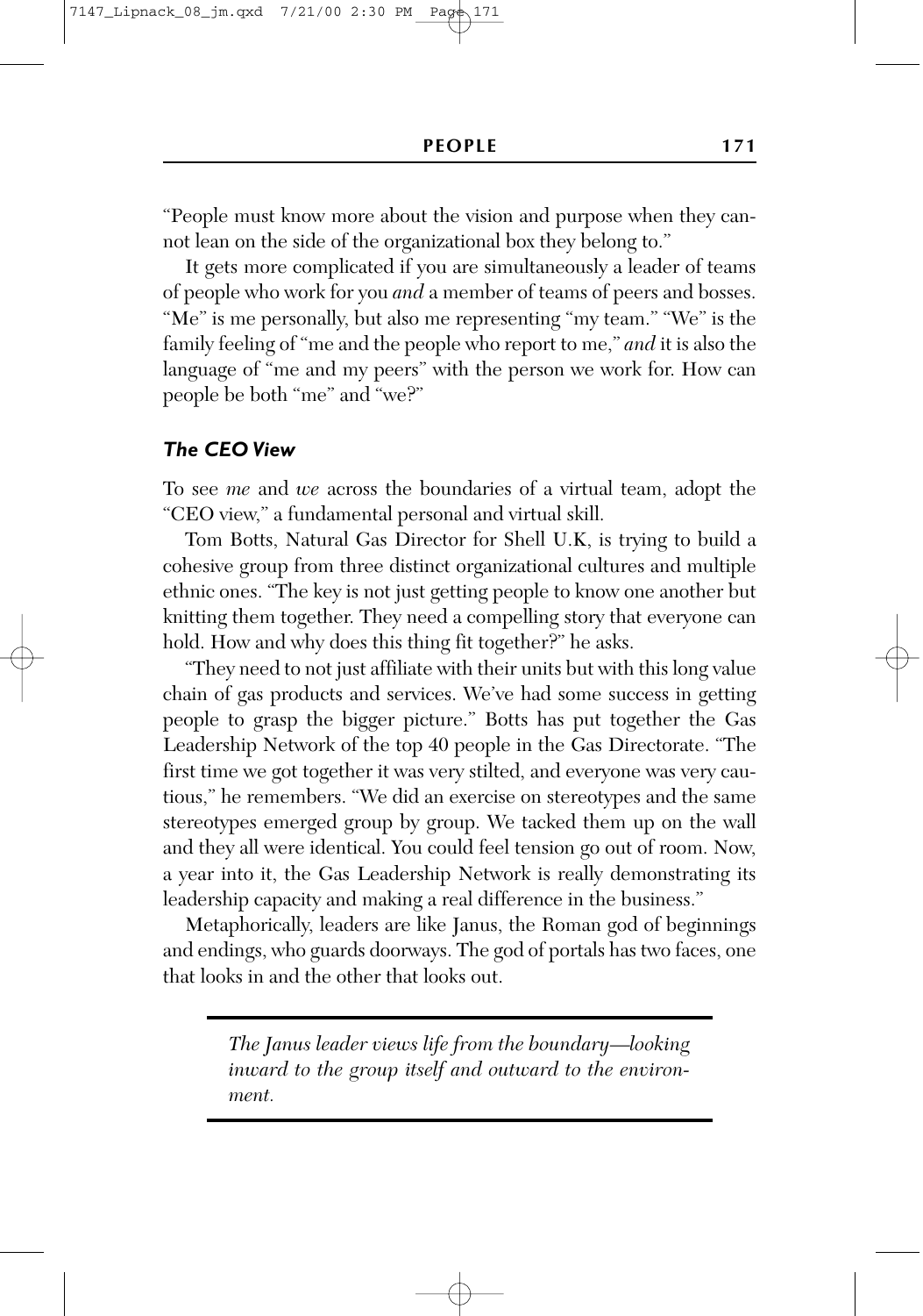"People must know more about the vision and purpose when they cannot lean on the side of the organizational box they belong to."

It gets more complicated if you are simultaneously a leader of teams of people who work for you *and* a member of teams of peers and bosses. "Me" is me personally, but also me representing "my team." "We" is the family feeling of "me and the people who report to me," *and* it is also the language of "me and my peers" with the person we work for. How can people be both "me" and "we?"

### *The CEO View*

To see *me* and *we* across the boundaries of a virtual team, adopt the "CEO view," a fundamental personal and virtual skill.

Tom Botts, Natural Gas Director for Shell U.K, is trying to build a cohesive group from three distinct organizational cultures and multiple ethnic ones. "The key is not just getting people to know one another but knitting them together. They need a compelling story that everyone can hold. How and why does this thing fit together?" he asks.

"They need to not just affiliate with their units but with this long value chain of gas products and services. We've had some success in getting people to grasp the bigger picture." Botts has put together the Gas Leadership Network of the top 40 people in the Gas Directorate. "The first time we got together it was very stilted, and everyone was very cautious," he remembers. "We did an exercise on stereotypes and the same stereotypes emerged group by group. We tacked them up on the wall and they all were identical. You could feel tension go out of room. Now, a year into it, the Gas Leadership Network is really demonstrating its leadership capacity and making a real difference in the business."

Metaphorically, leaders are like Janus, the Roman god of beginnings and endings, who guards doorways. The god of portals has two faces, one that looks in and the other that looks out.

> *The Janus leader views life from the boundary—looking inward to the group itself and outward to the environment.*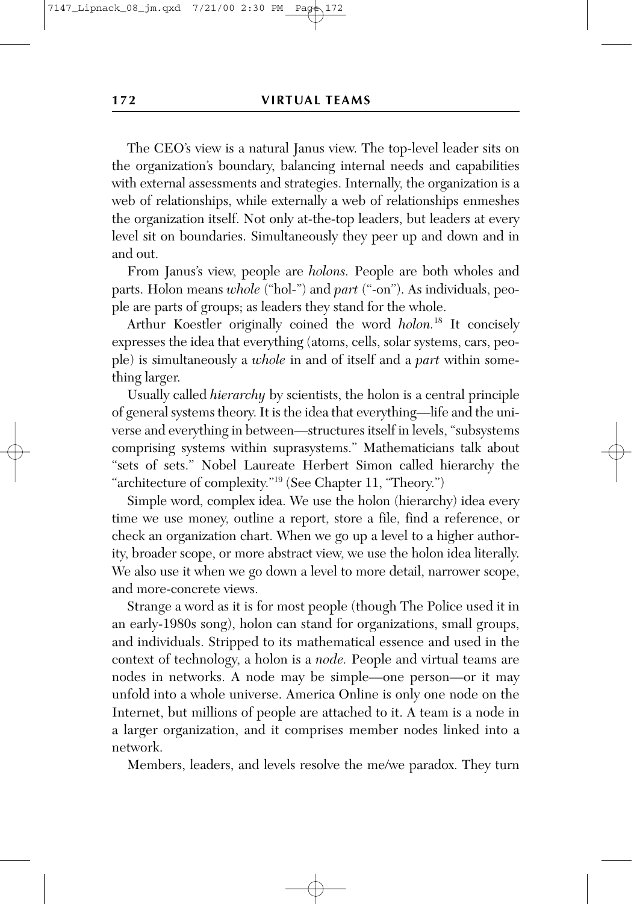The CEO's view is a natural Janus view. The top-level leader sits on the organization's boundary, balancing internal needs and capabilities with external assessments and strategies. Internally, the organization is a web of relationships, while externally a web of relationships enmeshes the organization itself. Not only at-the-top leaders, but leaders at every level sit on boundaries. Simultaneously they peer up and down and in and out.

From Janus's view, people are *holons.* People are both wholes and parts. Holon means *whole* ("hol-") and *part* ("-on"). As individuals, people are parts of groups; as leaders they stand for the whole.

Arthur Koestler originally coined the word *holon.*[18] It concisely expresses the idea that everything (atoms, cells, solar systems, cars, people) is simultaneously a *whole* in and of itself and a *part* within something larger.

Usually called *hierarchy* by scientists, the holon is a central principle of general systems theory. It is the idea that everything—life and the universe and everything in between—structures itself in levels, "subsystems comprising systems within suprasystems." Mathematicians talk about "sets of sets." Nobel Laureate Herbert Simon called hierarchy the "architecture of complexity."[19] (See Chapter 11, "Theory.")

Simple word, complex idea. We use the holon (hierarchy) idea every time we use money, outline a report, store a file, find a reference, or check an organization chart. When we go up a level to a higher authority, broader scope, or more abstract view, we use the holon idea literally. We also use it when we go down a level to more detail, narrower scope, and more-concrete views.

Strange a word as it is for most people (though The Police used it in an early-1980s song), holon can stand for organizations, small groups, and individuals. Stripped to its mathematical essence and used in the context of technology, a holon is a *node.* People and virtual teams are nodes in networks. A node may be simple—one person—or it may unfold into a whole universe. America Online is only one node on the Internet, but millions of people are attached to it. A team is a node in a larger organization, and it comprises member nodes linked into a network.

Members, leaders, and levels resolve the me/we paradox. They turn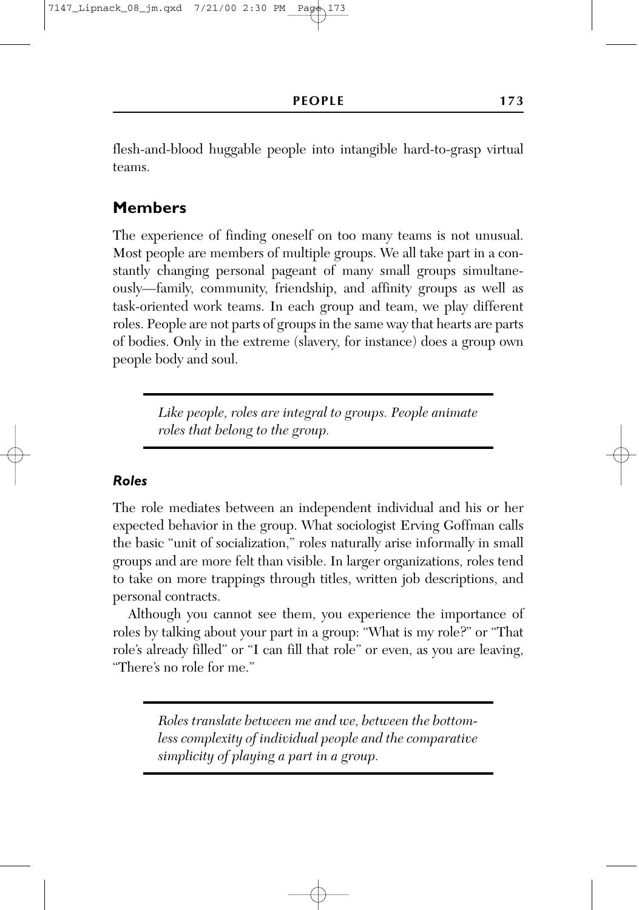flesh-and-blood huggable people into intangible hard-to-grasp virtual teams.

## Members

The experience of finding oneself on too many teams is not unusual. Most people are members of multiple groups. We all take part in a constantly changing personal pageant of many small groups simultaneously—family, community, friendship, and affinity groups as well as task-oriented work teams. In each group and team, we play different roles. People are not parts of groups in the same way that hearts are parts of bodies. Only in the extreme (slavery, for instance) does a group own people body and soul.

> *Like people, roles are integral to groups. People animate roles that belong to the group.*

### *Roles*

The role mediates between an independent individual and his or her expected behavior in the group. What sociologist Erving Goffman calls the basic "unit of socialization," roles naturally arise informally in small groups and are more felt than visible. In larger organizations, roles tend to take on more trappings through titles, written job descriptions, and personal contracts.

Although you cannot see them, you experience the importance of roles by talking about your part in a group: "What is my role?" or "That role's already filled" or "I can fill that role" or even, as you are leaving, "There's no role for me."

> *Roles translate between me and we, between the bottomless complexity of individual people and the comparative simplicity of playing a part in a group.*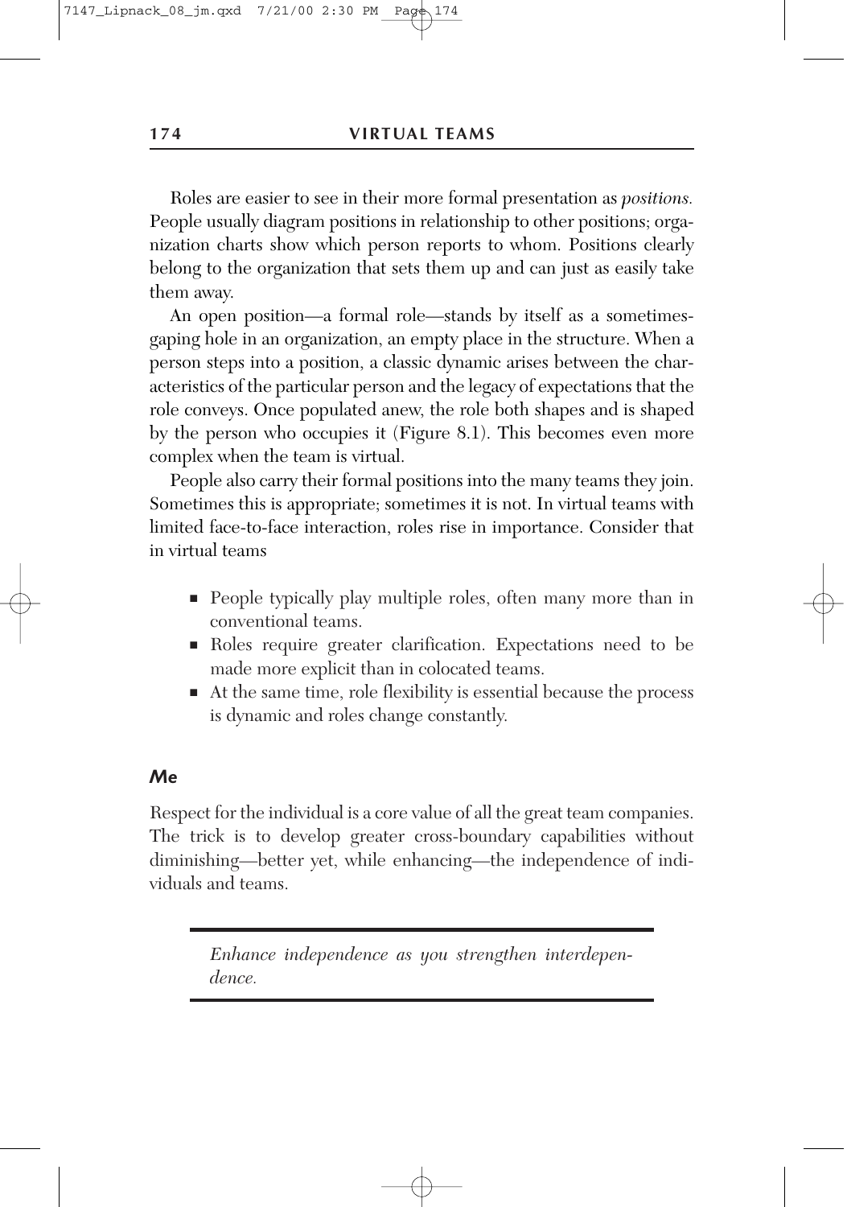Roles are easier to see in their more formal presentation as *positions.* People usually diagram positions in relationship to other positions; organization charts show which person reports to whom. Positions clearly belong to the organization that sets them up and can just as easily take them away.

An open position—a formal role—stands by itself as a sometimes-gaping hole in an organization, an empty place in the structure. When a person steps into a position, a classic dynamic arises between the characteristics of the particular person and the legacy of expectations that the role conveys. Once populated anew, the role both shapes and is shaped by the person who occupies it (Figure 8.1). This becomes even more complex when the team is virtual.

People also carry their formal positions into the many teams they join. Sometimes this is appropriate; sometimes it is not. In virtual teams with limited face-to-face interaction, roles rise in importance. Consider that in virtual teams

- People typically play multiple roles, often many more than in conventional teams.
- Roles require greater clarification. Expectations need to be made more explicit than in colocated teams.
- At the same time, role flexibility is essential because the process is dynamic and roles change constantly.

### Me

Respect for the individual is a core value of all the great team companies. The trick is to develop greater cross-boundary capabilities without diminishing—better yet, while enhancing—the independence of individuals and teams.

> *Enhance independence as you strengthen interdependence.*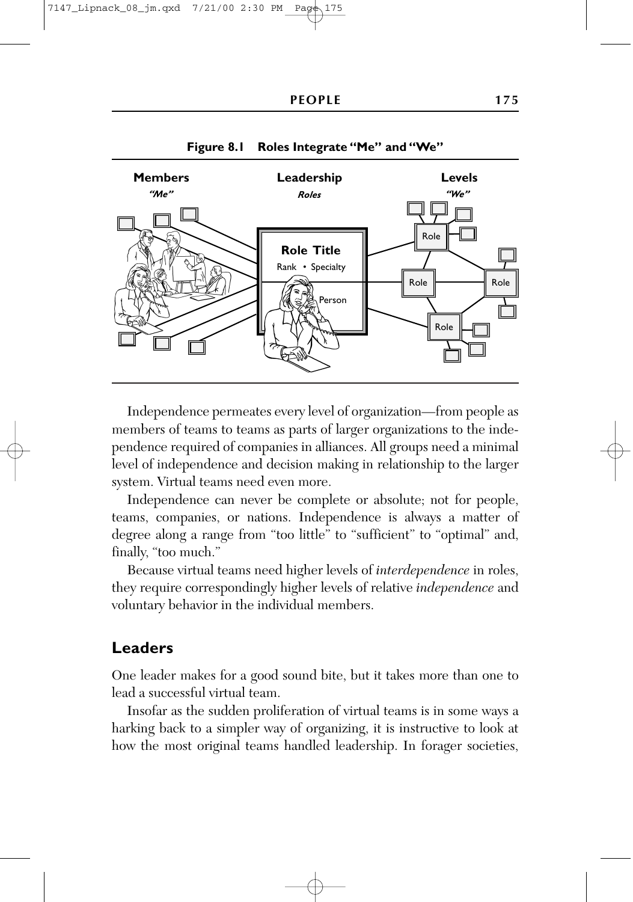**Figure 8.1 Roles Integrate "Me" and "We"**

Independence permeates every level of organization—from people as members of teams to teams as parts of larger organizations to the independence required of companies in alliances. All groups need a minimal level of independence and decision making in relationship to the larger system. Virtual teams need even more.

Independence can never be complete or absolute; not for people, teams, companies, or nations. Independence is always a matter of degree along a range from "too little" to "sufficient" to "optimal" and, finally, "too much."

Because virtual teams need higher levels of *interdependence* in roles, they require correspondingly higher levels of relative *independence* and voluntary behavior in the individual members.

## Leaders

One leader makes for a good sound bite, but it takes more than one to lead a successful virtual team.

Insofar as the sudden proliferation of virtual teams is in some ways a harking back to a simpler way of organizing, it is instructive to look at how the most original teams handled leadership. In forager societies,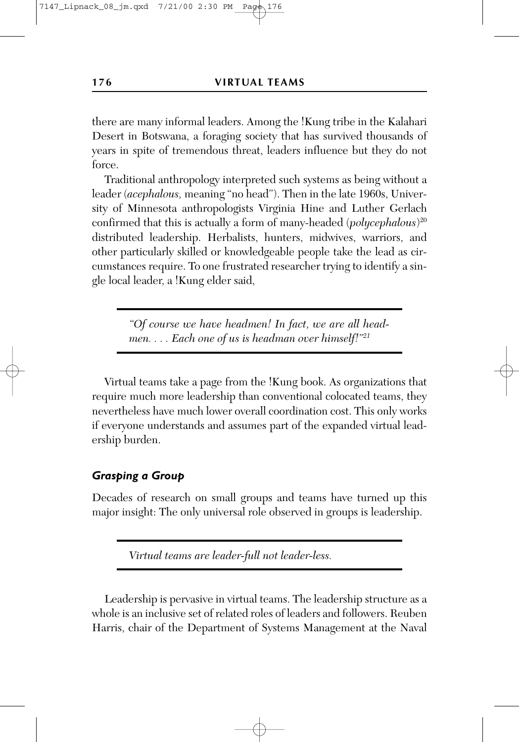there are many informal leaders. Among the !Kung tribe in the Kalahari Desert in Botswana, a foraging society that has survived thousands of years in spite of tremendous threat, leaders influence but they do not force.

Traditional anthropology interpreted such systems as being without a leader (*acephalous,* meaning "no head"). Then in the late 1960s, University of Minnesota anthropologists Virginia Hine and Luther Gerlach confirmed that this is actually a form of many-headed (*polycephalous*)[20] distributed leadership. Herbalists, hunters, midwives, warriors, and other particularly skilled or knowledgeable people take the lead as circumstances require. To one frustrated researcher trying to identify a single local leader, a !Kung elder said,

> *"Of course we have headmen! In fact, we are all headmen. . . . Each one of us is headman over himself!"*[21]

Virtual teams take a page from the !Kung book. As organizations that require much more leadership than conventional colocated teams, they nevertheless have much lower overall coordination cost. This only works if everyone understands and assumes part of the expanded virtual leadership burden.

### *Grasping a Group*

Decades of research on small groups and teams have turned up this major insight: The only universal role observed in groups is leadership.

> *Virtual teams are leader-full not leader-less.*

Leadership is pervasive in virtual teams. The leadership structure as a whole is an inclusive set of related roles of leaders and followers. Reuben Harris, chair of the Department of Systems Management at the Naval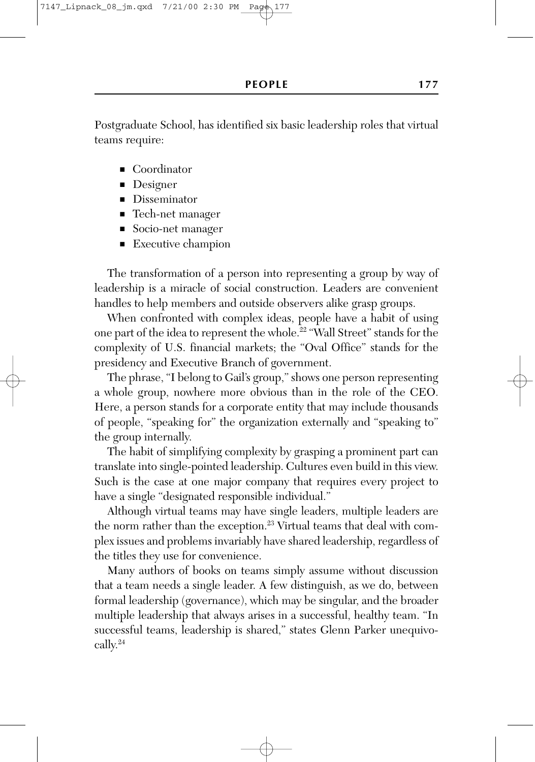Postgraduate School, has identified six basic leadership roles that virtual teams require:

- Coordinator
- Designer
- Disseminator
- Tech-net manager
- Socio-net manager
- Executive champion

The transformation of a person into representing a group by way of leadership is a miracle of social construction. Leaders are convenient handles to help members and outside observers alike grasp groups.

When confronted with complex ideas, people have a habit of using one part of the idea to represent the whole.[22] "Wall Street" stands for the complexity of U.S. financial markets; the "Oval Office" stands for the presidency and Executive Branch of government.

The phrase, "I belong to Gail's group," shows one person representing a whole group, nowhere more obvious than in the role of the CEO. Here, a person stands for a corporate entity that may include thousands of people, "speaking for" the organization externally and "speaking to" the group internally.

The habit of simplifying complexity by grasping a prominent part can translate into single-pointed leadership. Cultures even build in this view. Such is the case at one major company that requires every project to have a single "designated responsible individual."

Although virtual teams may have single leaders, multiple leaders are the norm rather than the exception.[23] Virtual teams that deal with complex issues and problems invariably have shared leadership, regardless of the titles they use for convenience.

Many authors of books on teams simply assume without discussion that a team needs a single leader. A few distinguish, as we do, between formal leadership (governance), which may be singular, and the broader multiple leadership that always arises in a successful, healthy team. "In successful teams, leadership is shared," states Glenn Parker unequivocally.[24]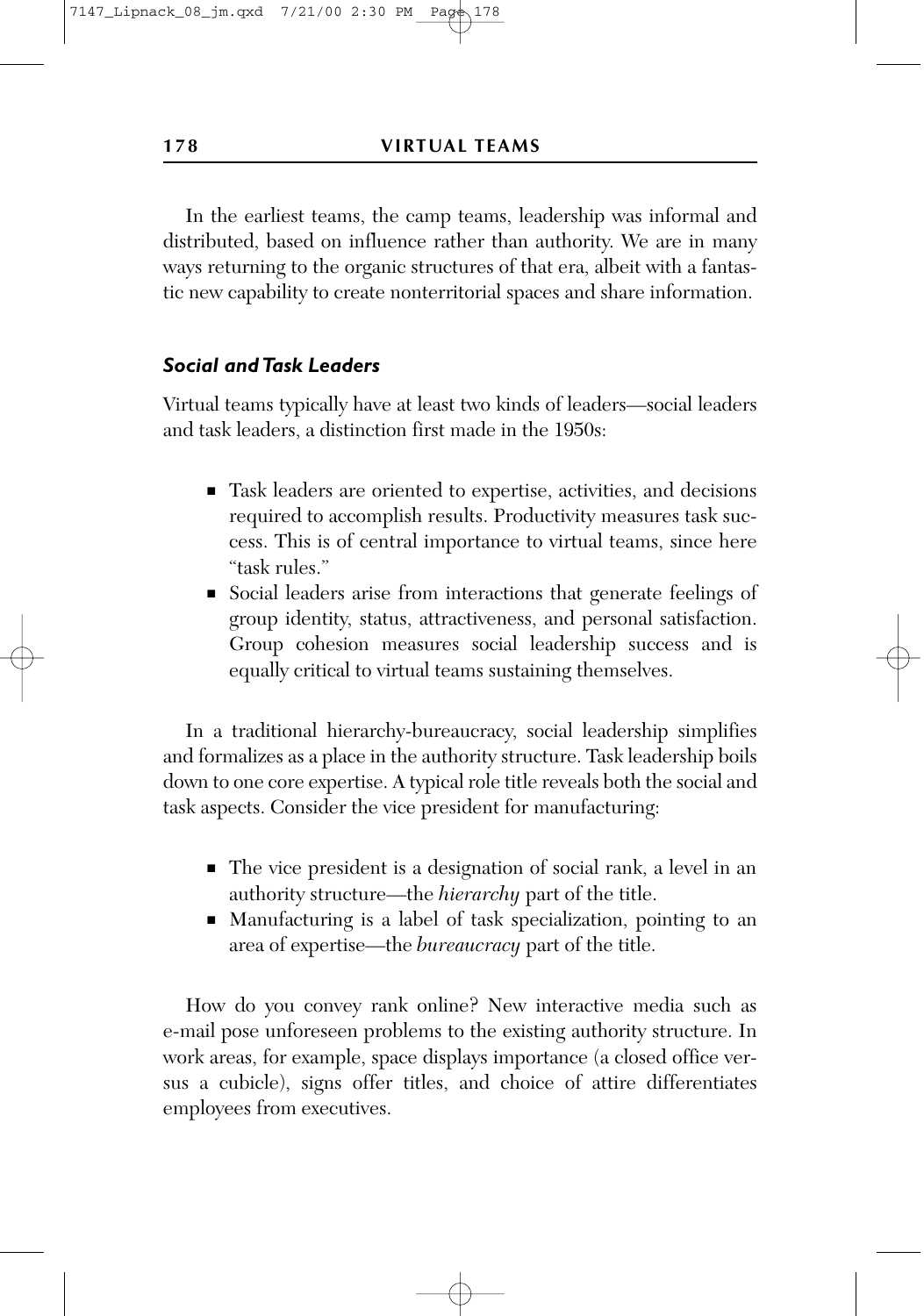In the earliest teams, the camp teams, leadership was informal and distributed, based on influence rather than authority. We are in many ways returning to the organic structures of that era, albeit with a fantastic new capability to create nonterritorial spaces and share information.

### *Social and Task Leaders*

Virtual teams typically have at least two kinds of leaders—social leaders and task leaders, a distinction first made in the 1950s:

- Task leaders are oriented to expertise, activities, and decisions required to accomplish results. Productivity measures task success. This is of central importance to virtual teams, since here "task rules."
- Social leaders arise from interactions that generate feelings of group identity, status, attractiveness, and personal satisfaction. Group cohesion measures social leadership success and is equally critical to virtual teams sustaining themselves.

In a traditional hierarchy-bureaucracy, social leadership simplifies and formalizes as a place in the authority structure. Task leadership boils down to one core expertise. A typical role title reveals both the social and task aspects. Consider the vice president for manufacturing:

- The vice president is a designation of social rank, a level in an authority structure—the *hierarchy* part of the title.
- Manufacturing is a label of task specialization, pointing to an area of expertise—the *bureaucracy* part of the title.

How do you convey rank online? New interactive media such as e-mail pose unforeseen problems to the existing authority structure. In work areas, for example, space displays importance (a closed office versus a cubicle), signs offer titles, and choice of attire differentiates employees from executives.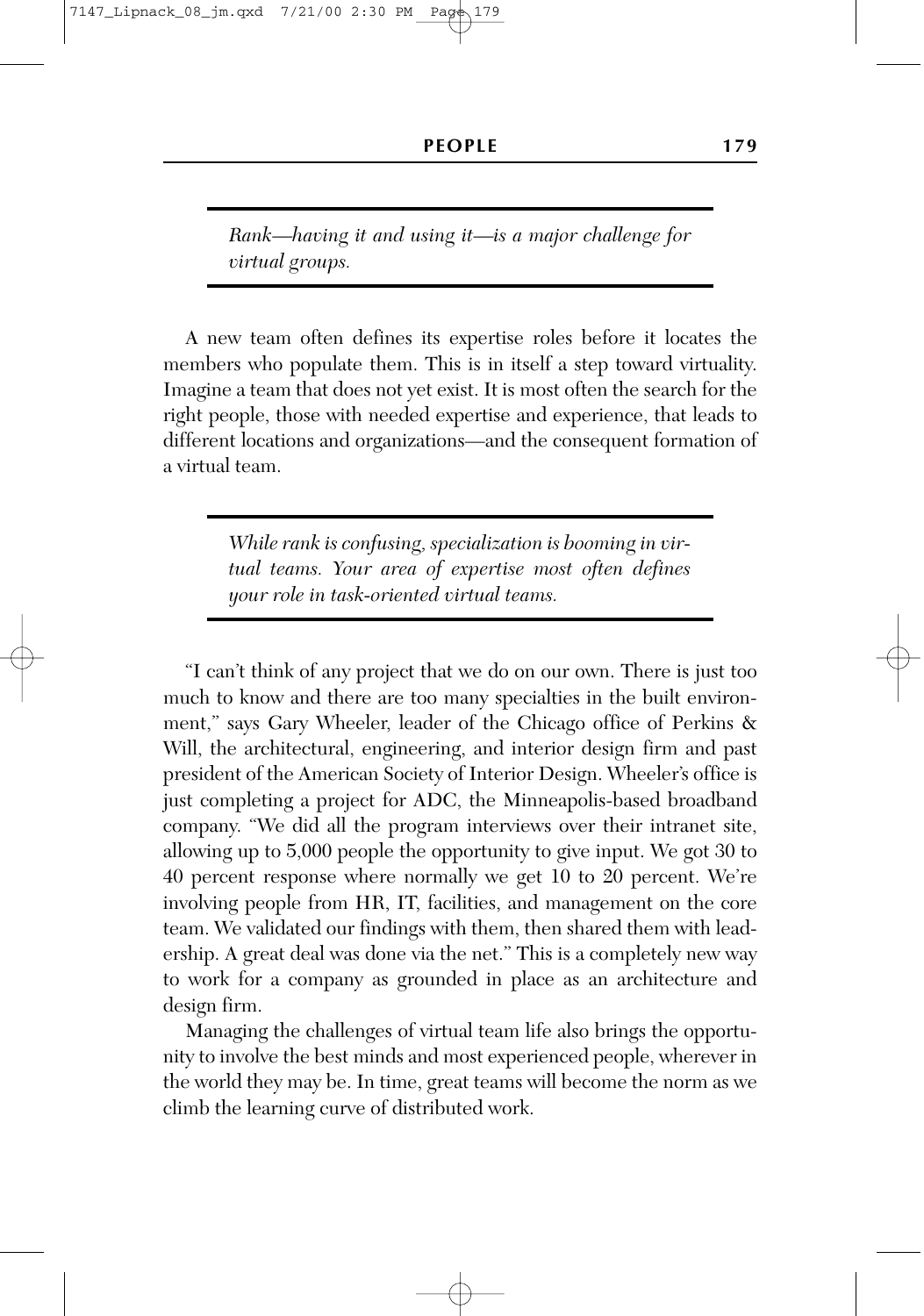> *Rank—having it and using it—is a major challenge for virtual groups.*

A new team often defines its expertise roles before it locates the members who populate them. This is in itself a step toward virtuality. Imagine a team that does not yet exist. It is most often the search for the right people, those with needed expertise and experience, that leads to different locations and organizations—and the consequent formation of a virtual team.

> *While rank is confusing, specialization is booming in virtual teams. Your area of expertise most often defines your role in task-oriented virtual teams.*

"I can't think of any project that we do on our own. There is just too much to know and there are too many specialties in the built environment," says Gary Wheeler, leader of the Chicago office of Perkins & Will, the architectural, engineering, and interior design firm and past president of the American Society of Interior Design. Wheeler's office is just completing a project for ADC, the Minneapolis-based broadband company. "We did all the program interviews over their intranet site, allowing up to 5,000 people the opportunity to give input. We got 30 to 40 percent response where normally we get 10 to 20 percent. We're involving people from HR, IT, facilities, and management on the core team. We validated our findings with them, then shared them with leadership. A great deal was done via the net." This is a completely new way to work for a company as grounded in place as an architecture and design firm.

Managing the challenges of virtual team life also brings the opportunity to involve the best minds and most experienced people, wherever in the world they may be. In time, great teams will become the norm as we climb the learning curve of distributed work.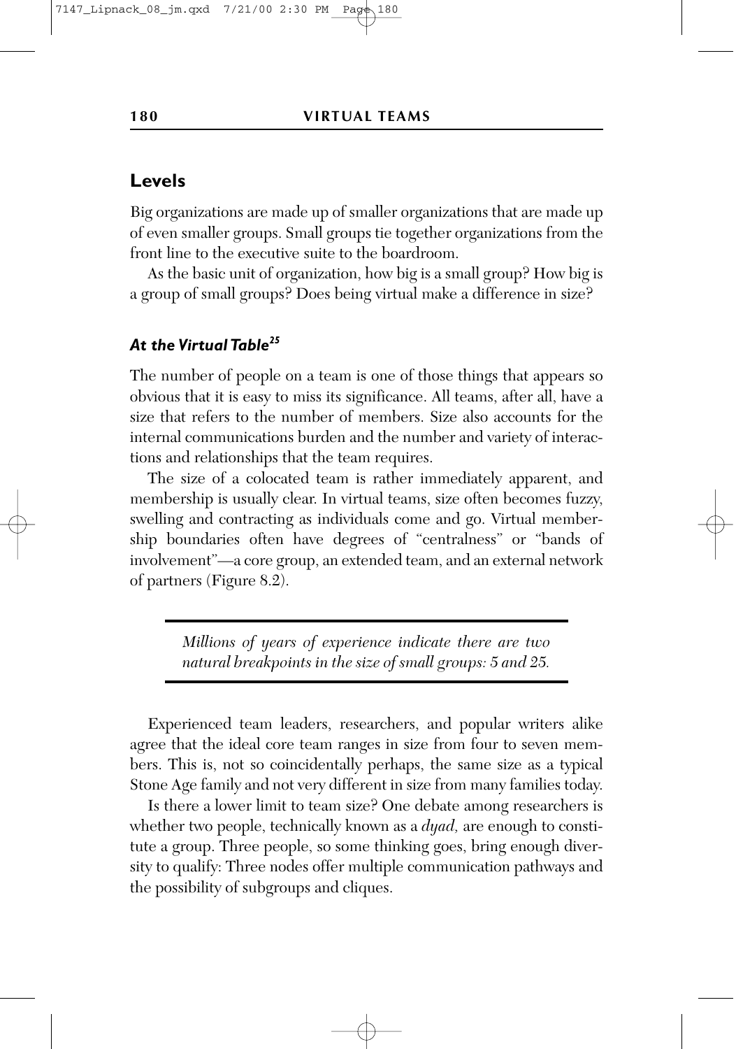## Levels

Big organizations are made up of smaller organizations that are made up of even smaller groups. Small groups tie together organizations from the front line to the executive suite to the boardroom.

As the basic unit of organization, how big is a small group? How big is a group of small groups? Does being virtual make a difference in size?

### *At the Virtual Table*[25]

The number of people on a team is one of those things that appears so obvious that it is easy to miss its significance. All teams, after all, have a size that refers to the number of members. Size also accounts for the internal communications burden and the number and variety of interactions and relationships that the team requires.

The size of a colocated team is rather immediately apparent, and membership is usually clear. In virtual teams, size often becomes fuzzy, swelling and contracting as individuals come and go. Virtual membership boundaries often have degrees of "centralness" or "bands of involvement"—a core group, an extended team, and an external network of partners (Figure 8.2).

> *Millions of years of experience indicate there are two natural breakpoints in the size of small groups: 5 and 25.*

Experienced team leaders, researchers, and popular writers alike agree that the ideal core team ranges in size from four to seven members. This is, not so coincidentally perhaps, the same size as a typical Stone Age family and not very different in size from many families today.

Is there a lower limit to team size? One debate among researchers is whether two people, technically known as a *dyad,* are enough to constitute a group. Three people, so some thinking goes, bring enough diversity to qualify: Three nodes offer multiple communication pathways and the possibility of subgroups and cliques.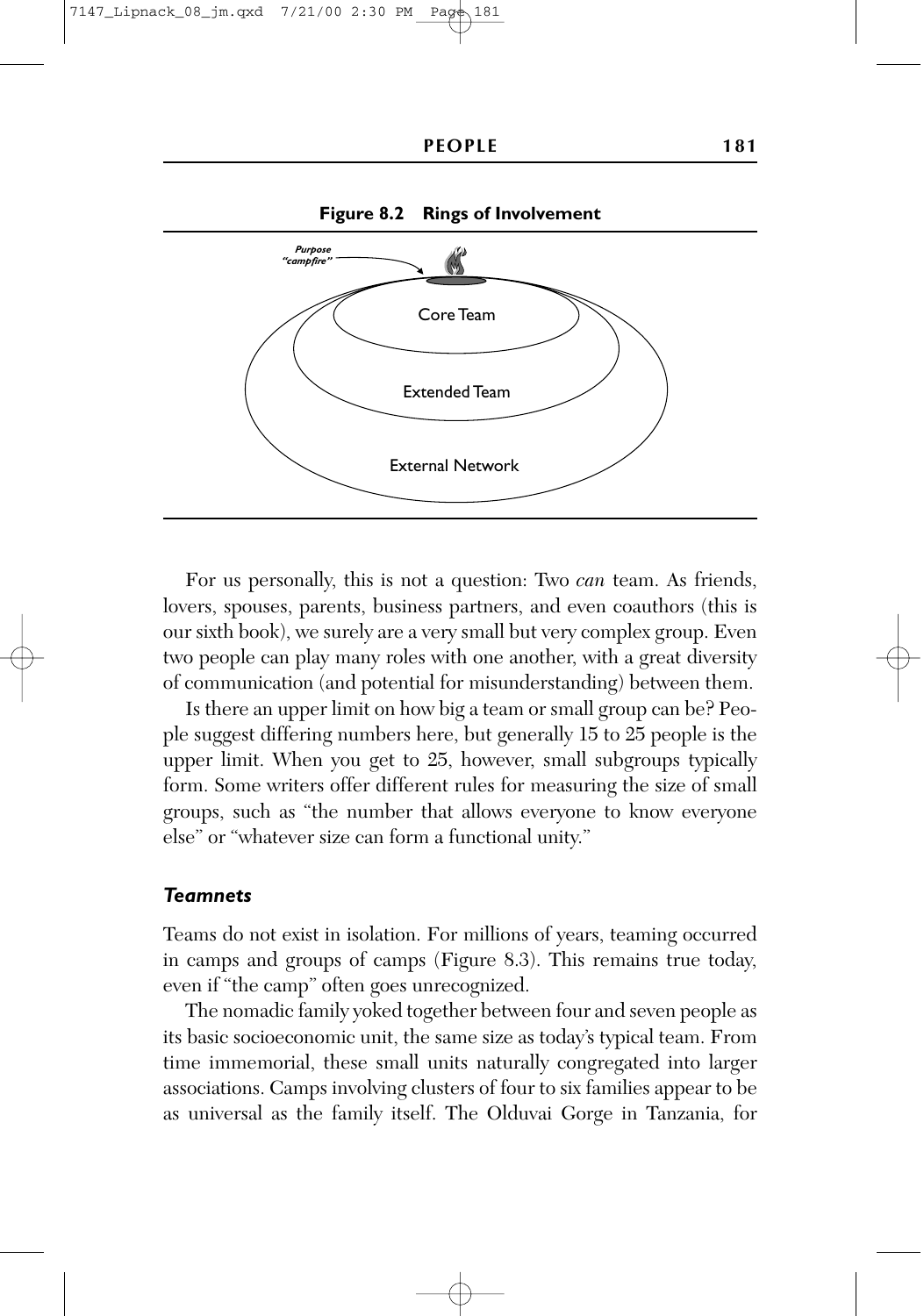**Figure 8.2 Rings of Involvement**

Purpose "campfire"

Core Team

Extended Team

External Network

For us personally, this is not a question: Two *can* team. As friends, lovers, spouses, parents, business partners, and even coauthors (this is our sixth book), we surely are a very small but very complex group. Even two people can play many roles with one another, with a great diversity of communication (and potential for misunderstanding) between them.

Is there an upper limit on how big a team or small group can be? People suggest differing numbers here, but generally 15 to 25 people is the upper limit. When you get to 25, however, small subgroups typically form. Some writers offer different rules for measuring the size of small groups, such as "the number that allows everyone to know everyone else" or "whatever size can form a functional unity."

### *Teamnets*

Teams do not exist in isolation. For millions of years, teaming occurred in camps and groups of camps (Figure 8.3). This remains true today, even if "the camp" often goes unrecognized.

The nomadic family yoked together between four and seven people as its basic socioeconomic unit, the same size as today's typical team. From time immemorial, these small units naturally congregated into larger associations. Camps involving clusters of four to six families appear to be as universal as the family itself. The Olduvai Gorge in Tanzania, for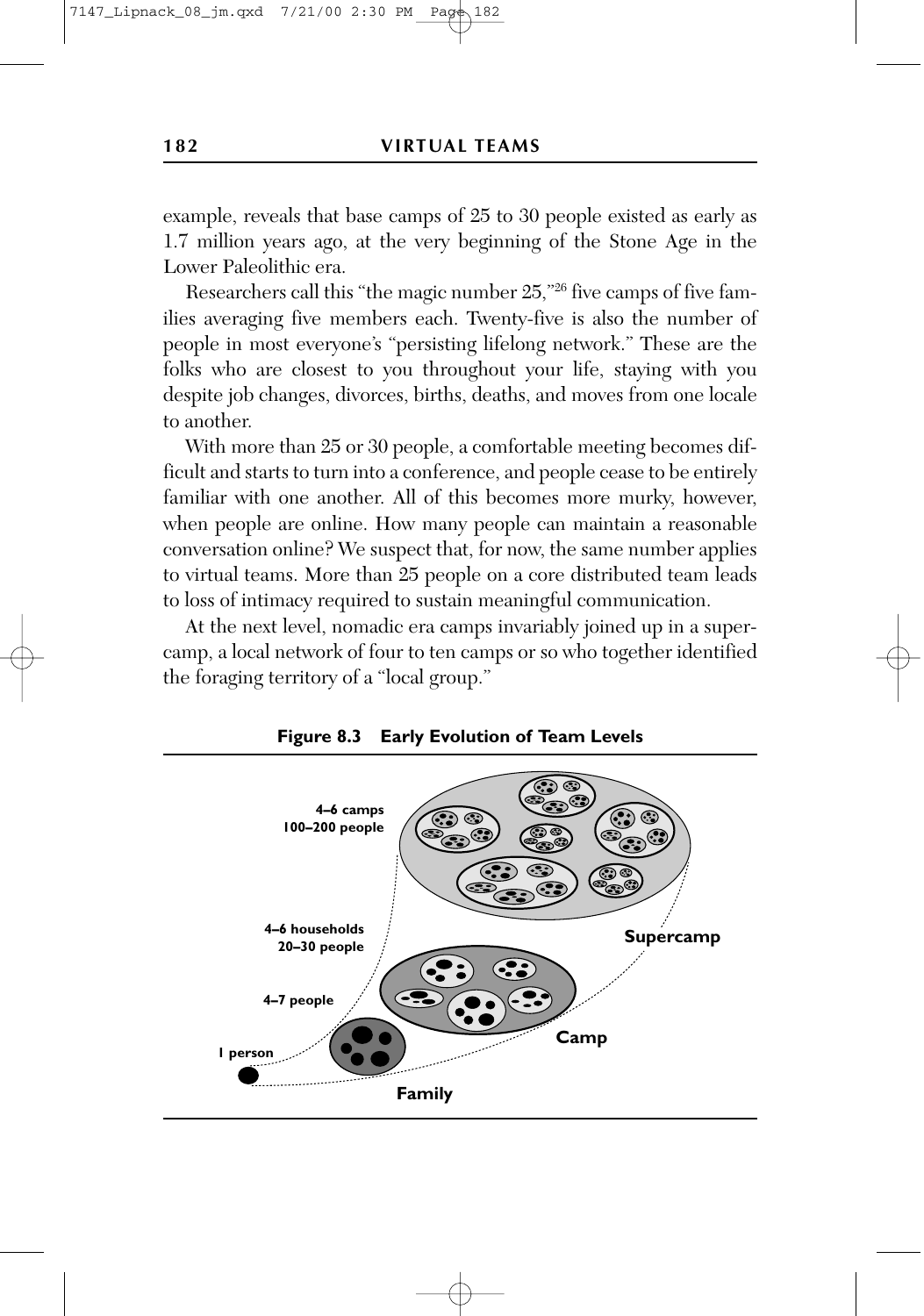example, reveals that base camps of 25 to 30 people existed as early as 1.7 million years ago, at the very beginning of the Stone Age in the Lower Paleolithic era.

Researchers call this "the magic number 25,"[26] five camps of five families averaging five members each. Twenty-five is also the number of people in most everyone's "persisting lifelong network." These are the folks who are closest to you throughout your life, staying with you despite job changes, divorces, births, deaths, and moves from one locale to another.

With more than 25 or 30 people, a comfortable meeting becomes difficult and starts to turn into a conference, and people cease to be entirely familiar with one another. All of this becomes more murky, however, when people are online. How many people can maintain a reasonable conversation online? We suspect that, for now, the same number applies to virtual teams. More than 25 people on a core distributed team leads to loss of intimacy required to sustain meaningful communication.

At the next level, nomadic era camps invariably joined up in a supercamp, a local network of four to ten camps or so who together identified the foraging territory of a "local group."

**Figure 8.3 Early Evolution of Team Levels**

4–6 camps
100–200 people

4–6 households
20–30 people

4–7 people

1 person

Supercamp

Camp

Family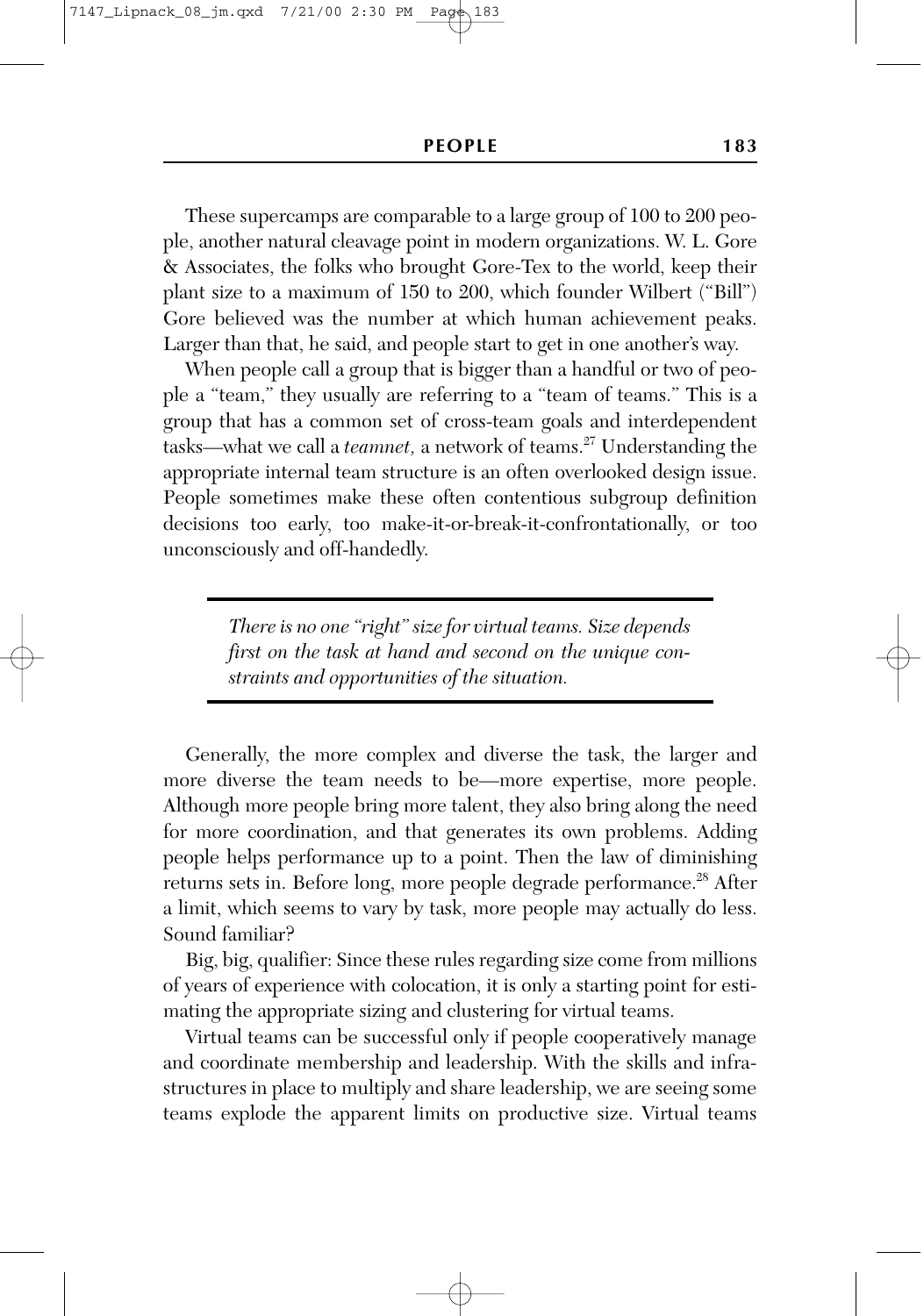These supercamps are comparable to a large group of 100 to 200 people, another natural cleavage point in modern organizations. W. L. Gore & Associates, the folks who brought Gore-Tex to the world, keep their plant size to a maximum of 150 to 200, which founder Wilbert ("Bill") Gore believed was the number at which human achievement peaks. Larger than that, he said, and people start to get in one another's way.

When people call a group that is bigger than a handful or two of people a "team," they usually are referring to a "team of teams." This is a group that has a common set of cross-team goals and interdependent tasks—what we call a *teamnet,* a network of teams.[27] Understanding the appropriate internal team structure is an often overlooked design issue. People sometimes make these often contentious subgroup definition decisions too early, too make-it-or-break-it-confrontationally, or too unconsciously and off-handedly.

> *There is no one "right" size for virtual teams. Size depends first on the task at hand and second on the unique constraints and opportunities of the situation.*

Generally, the more complex and diverse the task, the larger and more diverse the team needs to be—more expertise, more people. Although more people bring more talent, they also bring along the need for more coordination, and that generates its own problems. Adding people helps performance up to a point. Then the law of diminishing returns sets in. Before long, more people degrade performance.[28] After a limit, which seems to vary by task, more people may actually do less. Sound familiar?

Big, big, qualifier: Since these rules regarding size come from millions of years of experience with colocation, it is only a starting point for estimating the appropriate sizing and clustering for virtual teams.

Virtual teams can be successful only if people cooperatively manage and coordinate membership and leadership. With the skills and infrastructures in place to multiply and share leadership, we are seeing some teams explode the apparent limits on productive size. Virtual teams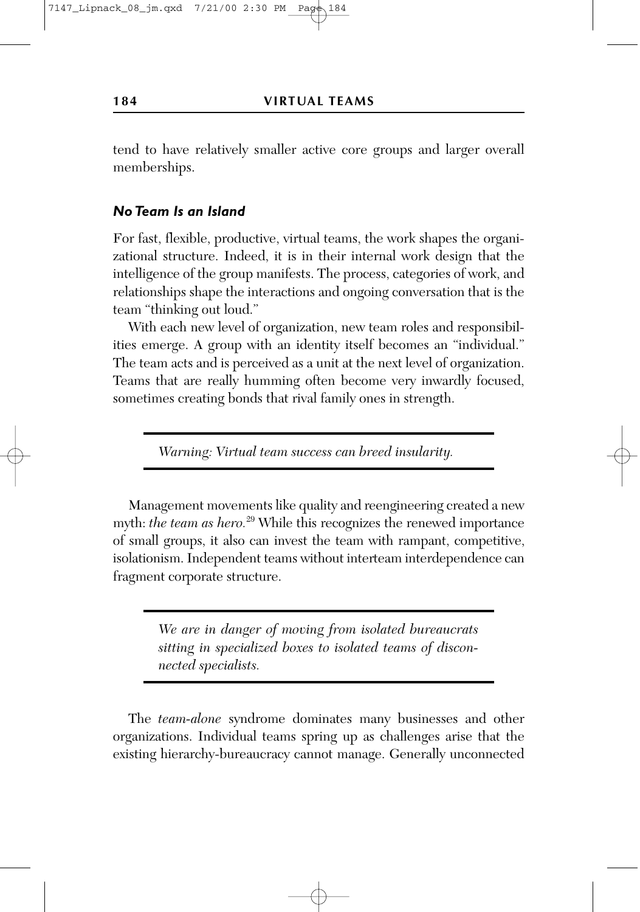tend to have relatively smaller active core groups and larger overall memberships.

### *No Team Is an Island*

For fast, flexible, productive, virtual teams, the work shapes the organizational structure. Indeed, it is in their internal work design that the intelligence of the group manifests. The process, categories of work, and relationships shape the interactions and ongoing conversation that is the team "thinking out loud."

With each new level of organization, new team roles and responsibilities emerge. A group with an identity itself becomes an "individual." The team acts and is perceived as a unit at the next level of organization. Teams that are really humming often become very inwardly focused, sometimes creating bonds that rival family ones in strength.

> *Warning: Virtual team success can breed insularity.*

Management movements like quality and reengineering created a new myth: *the team as hero.*[29] While this recognizes the renewed importance of small groups, it also can invest the team with rampant, competitive, isolationism. Independent teams without interteam interdependence can fragment corporate structure.

> *We are in danger of moving from isolated bureaucrats sitting in specialized boxes to isolated teams of disconnected specialists.*

The *team-alone* syndrome dominates many businesses and other organizations. Individual teams spring up as challenges arise that the existing hierarchy-bureaucracy cannot manage. Generally unconnected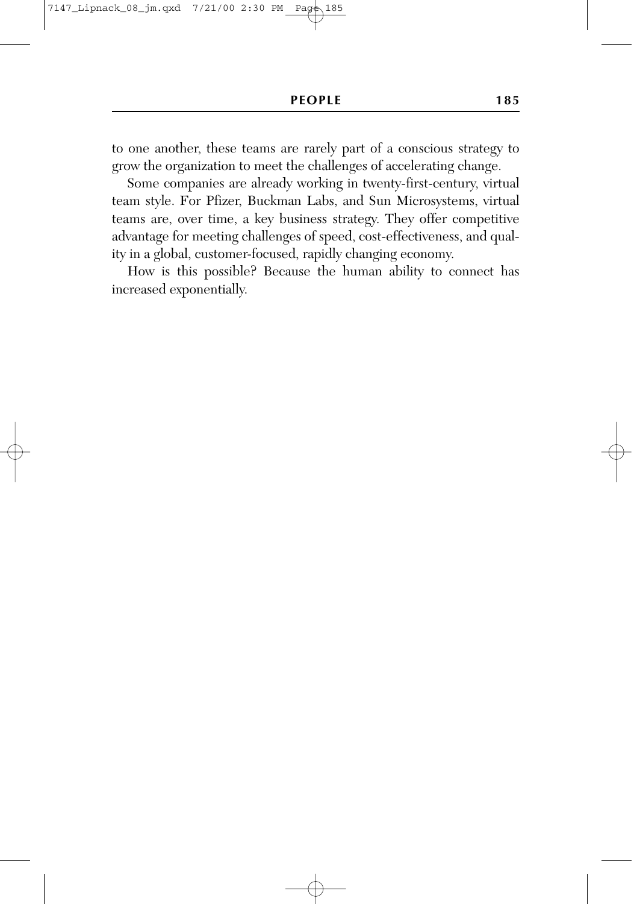to one another, these teams are rarely part of a conscious strategy to grow the organization to meet the challenges of accelerating change.

Some companies are already working in twenty-first-century, virtual team style. For Pfizer, Buckman Labs, and Sun Microsystems, virtual teams are, over time, a key business strategy. They offer competitive advantage for meeting challenges of speed, cost-effectiveness, and quality in a global, customer-focused, rapidly changing economy.

How is this possible? Because the human ability to connect has increased exponentially.